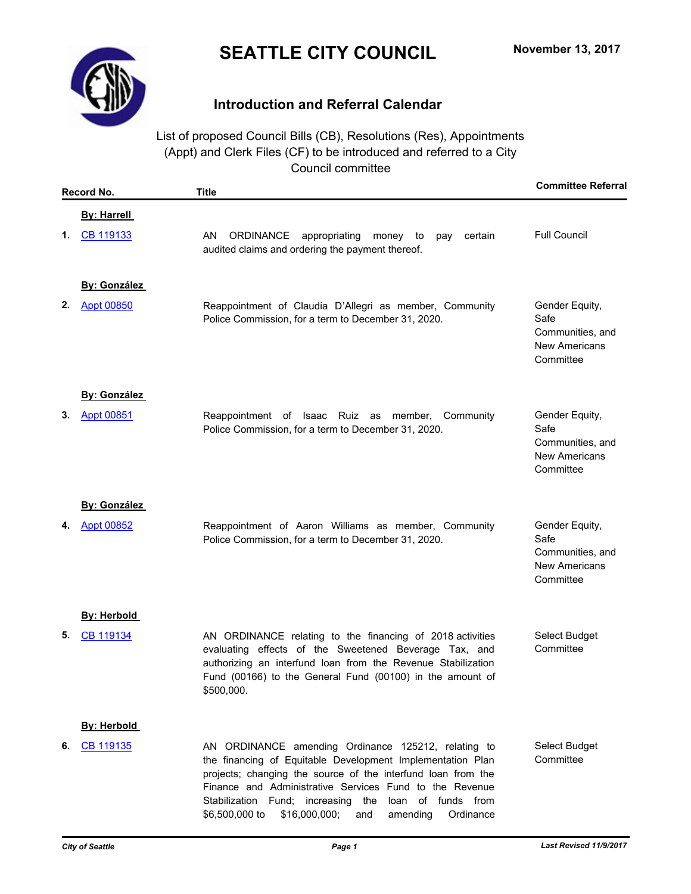# SEATTLE CITY COUNCIL

**November 13, 2017**

## Introduction and Referral Calendar

List of proposed Council Bills (CB), Resolutions (Res), Appointments (Appt) and Clerk Files (CF) to be introduced and referred to a City Council committee

| Record No. | Title | Committee Referral |
|---|---|---|
| **By: Harrell** | | |
| **1.** CB 119133 | AN ORDINANCE appropriating money to pay certain audited claims and ordering the payment thereof. | Full Council |
| **By: González** | | |
| **2.** Appt 00850 | Reappointment of Claudia D'Allegri as member, Community Police Commission, for a term to December 31, 2020. | Gender Equity, Safe Communities, and New Americans Committee |
| **By: González** | | |
| **3.** Appt 00851 | Reappointment of Isaac Ruiz as member, Community Police Commission, for a term to December 31, 2020. | Gender Equity, Safe Communities, and New Americans Committee |
| **By: González** | | |
| **4.** Appt 00852 | Reappointment of Aaron Williams as member, Community Police Commission, for a term to December 31, 2020. | Gender Equity, Safe Communities, and New Americans Committee |
| **By: Herbold** | | |
| **5.** CB 119134 | AN ORDINANCE relating to the financing of 2018 activities evaluating effects of the Sweetened Beverage Tax, and authorizing an interfund loan from the Revenue Stabilization Fund (00166) to the General Fund (00100) in the amount of $500,000. | Select Budget Committee |
| **By: Herbold** | | |
| **6.** CB 119135 | AN ORDINANCE amending Ordinance 125212, relating to the financing of Equitable Development Implementation Plan projects; changing the source of the interfund loan from the Finance and Administrative Services Fund to the Revenue Stabilization Fund; increasing the loan of funds from $6,500,000 to $16,000,000; and amending Ordinance | Select Budget Committee |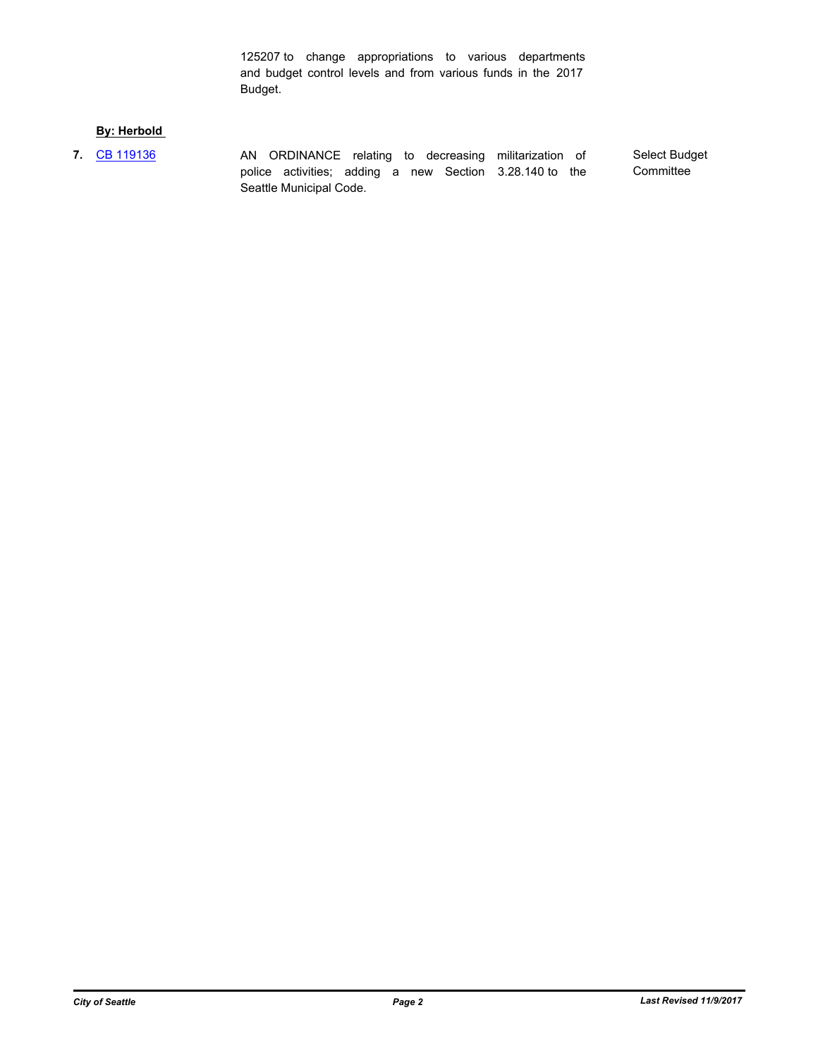125207 to change appropriations to various departments and budget control levels and from various funds in the 2017 Budget.

**By: Herbold**

| | | | |
|---|---|---|---|
| **7.** | CB 119136 | AN ORDINANCE relating to decreasing militarization of police activities; adding a new Section 3.28.140 to the Seattle Municipal Code. | Select Budget Committee |